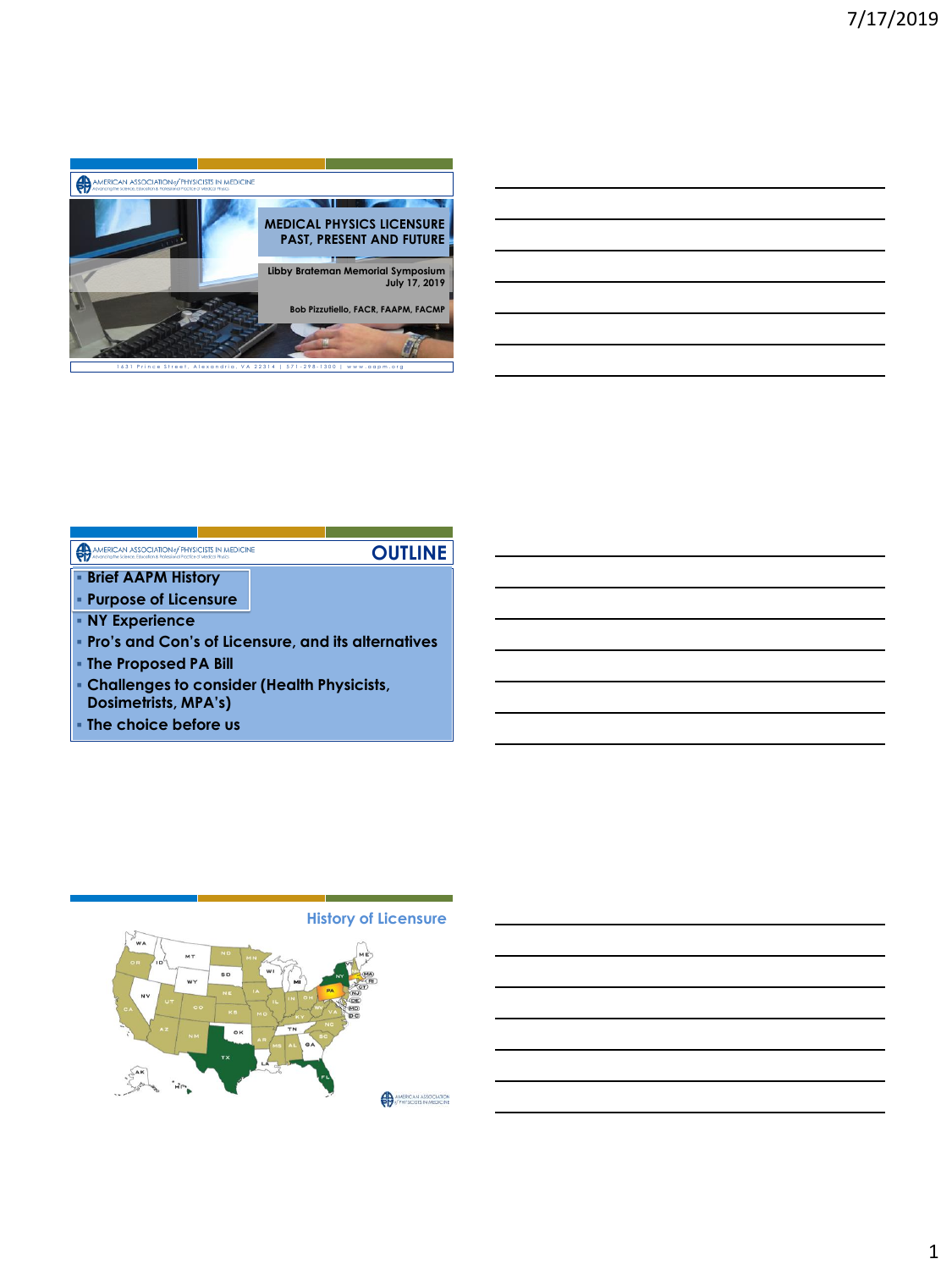AMERICAN ASSOCIATION of PHYSICISTS IN MEDICINE

# MEDICAL PHYSICS LICENSURE PAST, PRESENT AND FUTURE

Libby Brateman Memorial Symposium
July 17, 2019

Bob Pizzutiello, FACR, FAAPM, FACMP

1631 Prince Street, Alexandria, VA 22314 | 571-298-1300 | www.aapm.org

---

AMERICAN ASSOCIATION of PHYSICISTS IN MEDICINE

## OUTLINE

- Brief AAPM History
- Purpose of Licensure
- NY Experience
- Pro's and Con's of Licensure, and its alternatives
- The Proposed PA Bill
- Challenges to consider (Health Physicists, Dosimetrists, MPA's)
- The choice before us

---

## History of Licensure

WA, OR, ID, MT, ND, MN, WI, MI, NY, ME, MA, RI, CT, NJ, DE, MD, DC, PA, SD, WY, NV, CA, UT, CO, NE, IA, IL, IN, OH, WV, VA, KS, MO, KY, NC, TN, SC, AZ, NM, OK, AR, MS, AL, GA, TX, LA, FL, AK, HI

AMERICAN ASSOCIATION of PHYSICISTS IN MEDICINE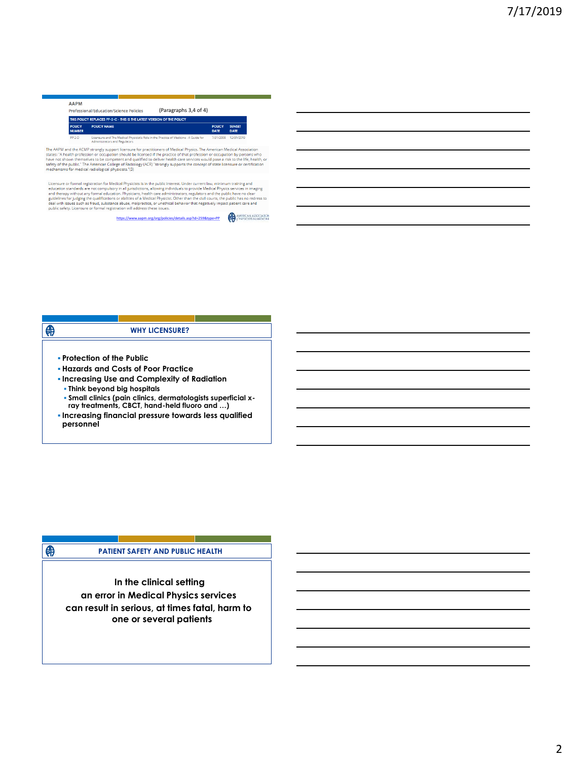AAPM

Professional/Education/Science Policies (Paragraphs 3,4 of 4)

| THIS POLICY REPLACES PP-2-C - THIS IS THE LATEST VERSION OF THE POLICY | | | |
|---|---|---|---|
| POLICY NUMBER | POLICY NAME | POLICY DATE | SUNSET DATE |
| PP 2-D | Licensure and The Medical Physicist's Role in the Practice of Medicine - A Guide for Administrators and Regulators | 7/31/2008 | 12/31/2019 |

The AAPM and the ACMP strongly support licensure for practitioners of Medical Physics. The American Medical Association states: "A health profession or occupation should be licensed if the practice of that profession or occupation by persons who have not shown themselves to be competent and qualified to deliver health care services would pose a risk to the life, health, or safety of the public." The American College of Radiology (ACR) "strongly supports the concept of state licensure or certification mechanisms for medical radiological physicists."(3)

Licensure or formal registration for Medical Physicists is in the public interest. Under current law, minimum training and education standards are not compulsory in all jurisdictions, allowing individuals to provide Medical Physics services in imaging and therapy without any formal education. Physicians, health care administrators, regulators and the public have no clear guidelines for judging the qualifications or abilities of a Medical Physicist. Other than the civil courts, the public has no redress to deal with issues such as fraud, substance abuse, malpractice, or unethical behavior that negatively impact patient care and public safety. Licensure or formal registration will address these issues.

https://www.aapm.org/org/policies/details.asp?id=259&type=PP

AMERICAN ASSOCIATION of PHYSICISTS IN MEDICINE

## WHY LICENSURE?

- **Protection of the Public**
- **Hazards and Costs of Poor Practice**
- **Increasing Use and Complexity of Radiation**
  - **Think beyond big hospitals**
  - **Small clinics (pain clinics, dermatologists superficial x-ray treatments, CBCT, hand-held fluoro and …)**
- **Increasing financial pressure towards less qualified personnel**

## PATIENT SAFETY AND PUBLIC HEALTH

**In the clinical setting an error in Medical Physics services can result in serious, at times fatal, harm to one or several patients**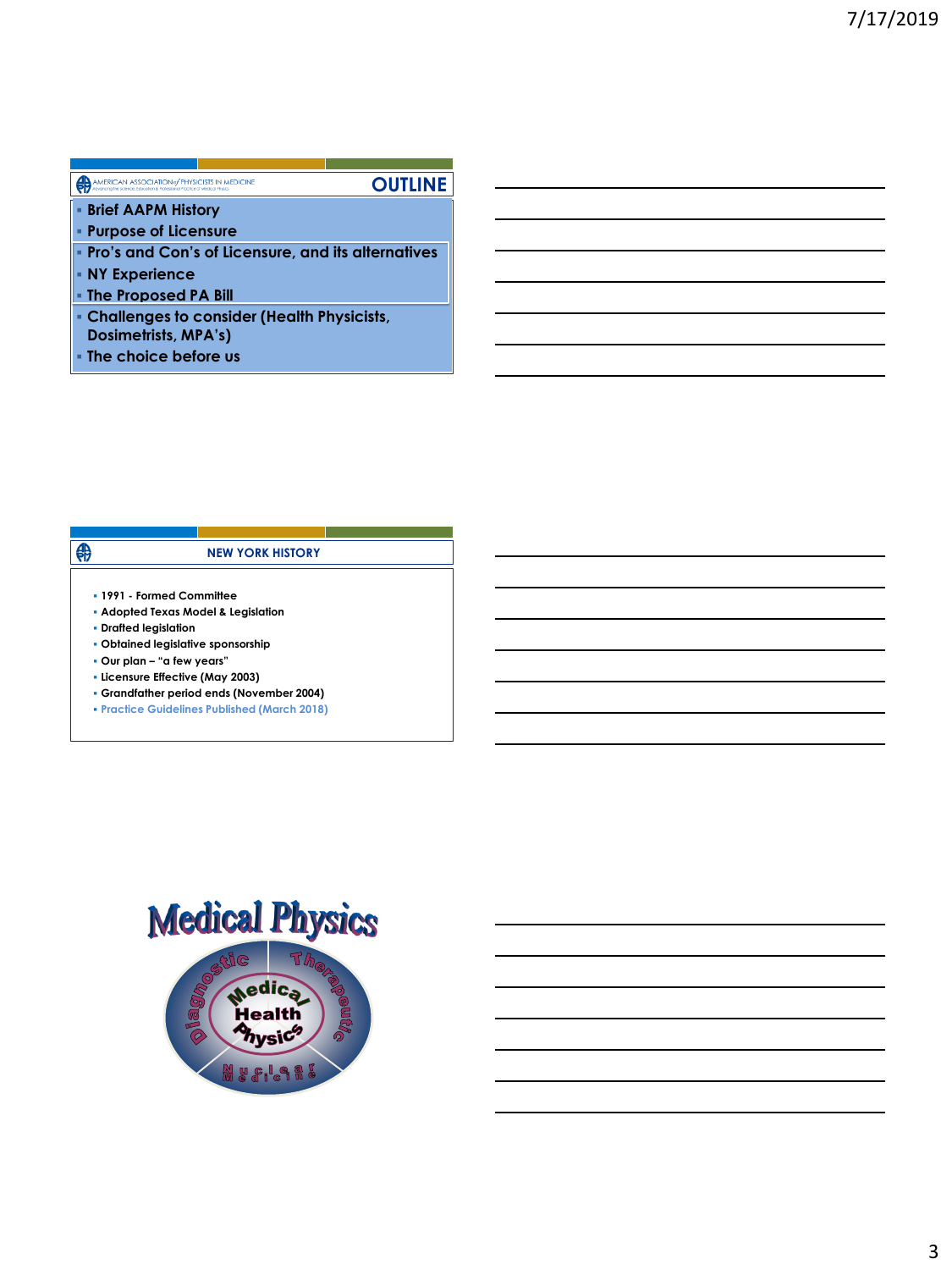## OUTLINE

- Brief AAPM History
- Purpose of Licensure
- Pro's and Con's of Licensure, and its alternatives
- NY Experience
- The Proposed PA Bill
- Challenges to consider (Health Physicists, Dosimetrists, MPA's)
- The choice before us

## NEW YORK HISTORY

- 1991 - Formed Committee
- Adopted Texas Model & Legislation
- Drafted legislation
- Obtained legislative sponsorship
- Our plan – "a few years"
- Licensure Effective (May 2003)
- Grandfather period ends (November 2004)
- Practice Guidelines Published (March 2018)

## Medical Physics

Diagnostic | Therapeutic | Nuclear Medicine | Medical Health Physics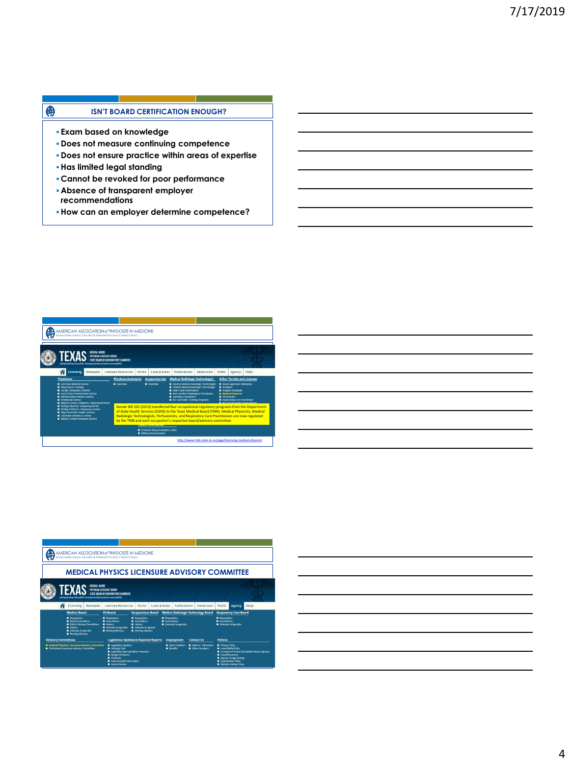## ISN'T BOARD CERTIFICATION ENOUGH?

- Exam based on knowledge
- Does not measure continuing competence
- Does not ensure practice within areas of expertise
- Has limited legal standing
- Cannot be revoked for poor performance
- Absence of transparent employer recommendations
- How can an employer determine competence?

AMERICAN ASSOCIATION of PHYSICISTS IN MEDICINE

Senate Bill 202 (2015) transferred four occupational regulatory programs from the Department of State Health Services (DSHS) to the Texas Medical Board (TMB). Medical Physicists, Medical Radiologic Technologists, Perfusionists, and Respiratory Care Practitioners are now regulated by the TMB and each occupation's respective board/advisory committee.

http://www.tmb.state.tx.us/page/licensing-medical-physicist

AMERICAN ASSOCIATION of PHYSICISTS IN MEDICINE

## MEDICAL PHYSICS LICENSURE ADVISORY COMMITTEE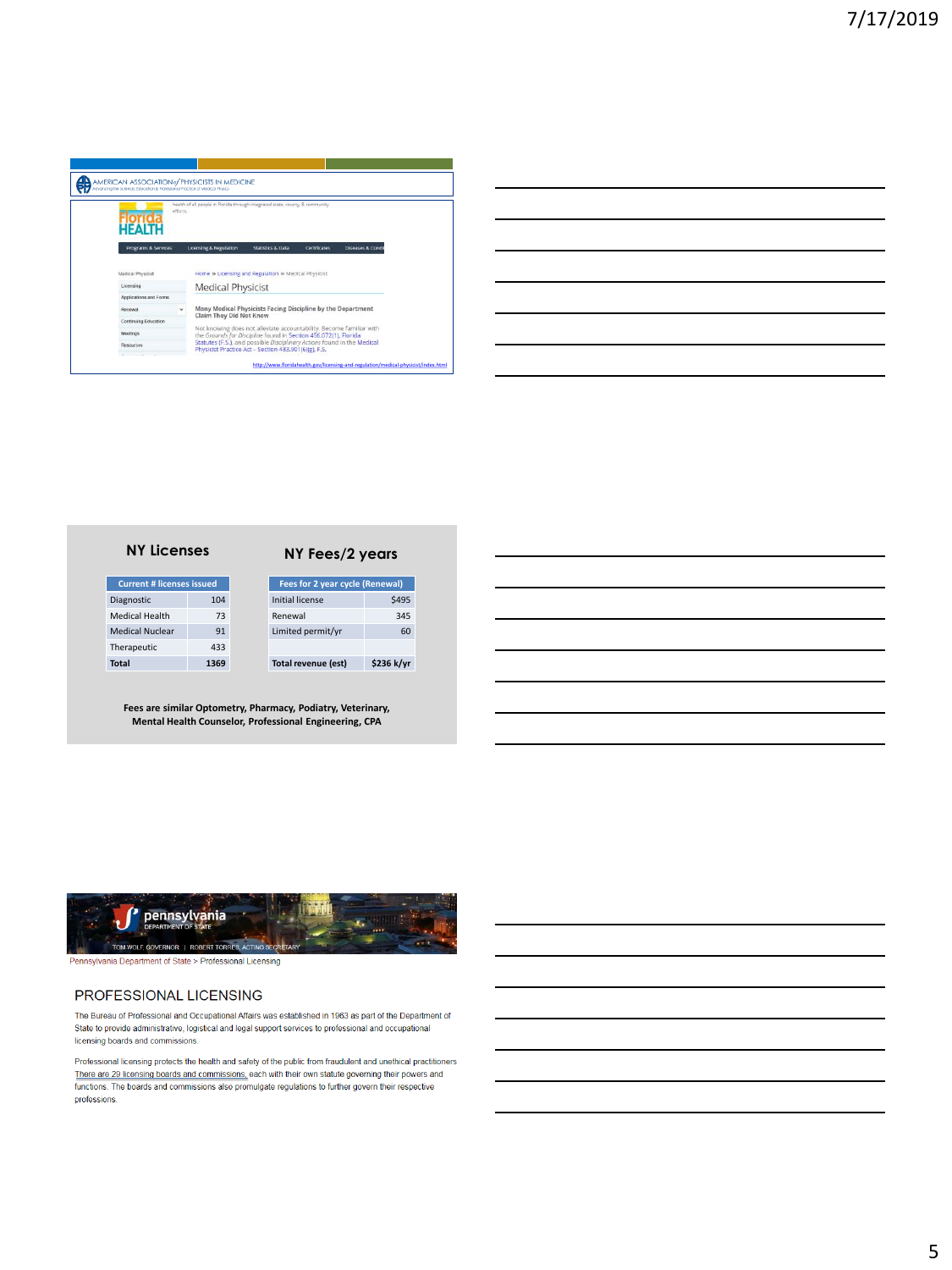AMERICAN ASSOCIATION of PHYSICISTS IN MEDICINE

Florida HEALTH

Programs & Services | Licensing & Regulation | Statistics & Data | Certificates | Diseases & Conditions

Medical Physicist

- Licensing
- Applications and Forms
- Renewal
- Continuing Education
- Meetings
- Resources

Home » Licensing and Regulation » Medical Physicist

Medical Physicist

**Many Medical Physicists Facing Discipline by the Department Claim They Did Not Know**

Not knowing does not alleviate accountability. Become familiar with the *Grounds for Discipline* found in Section 456.072(1), Florida Statutes (F.S.), and possible *Disciplinary Actions* found in the Medical Physicist Practice Act – Section 483.901(6)(g), F.S.

http://www.floridahealth.gov/licensing-and-regulation/medical-physicist/index.html

## NY Licenses

| Current # licenses issued | |
|---|---|
| Diagnostic | 104 |
| Medical Health | 73 |
| Medical Nuclear | 91 |
| Therapeutic | 433 |
| **Total** | **1369** |

## NY Fees/2 years

| Fees for 2 year cycle (Renewal) | |
|---|---|
| Initial license | $495 |
| Renewal | 345 |
| Limited permit/yr | 60 |
| | |
| **Total revenue (est)** | **$236 k/yr** |

**Fees are similar Optometry, Pharmacy, Podiatry, Veterinary, Mental Health Counselor, Professional Engineering, CPA**

pennsylvania DEPARTMENT OF STATE

TOM WOLF, GOVERNOR | ROBERT TORRES, ACTING SECRETARY

Pennsylvania Department of State > Professional Licensing

## PROFESSIONAL LICENSING

The Bureau of Professional and Occupational Affairs was established in 1963 as part of the Department of State to provide administrative, logistical and legal support services to professional and occupational licensing boards and commissions.

Professional licensing protects the health and safety of the public from fraudulent and unethical practitioners. There are 29 licensing boards and commissions, each with their own statute governing their powers and functions. The boards and commissions also promulgate regulations to further govern their respective professions.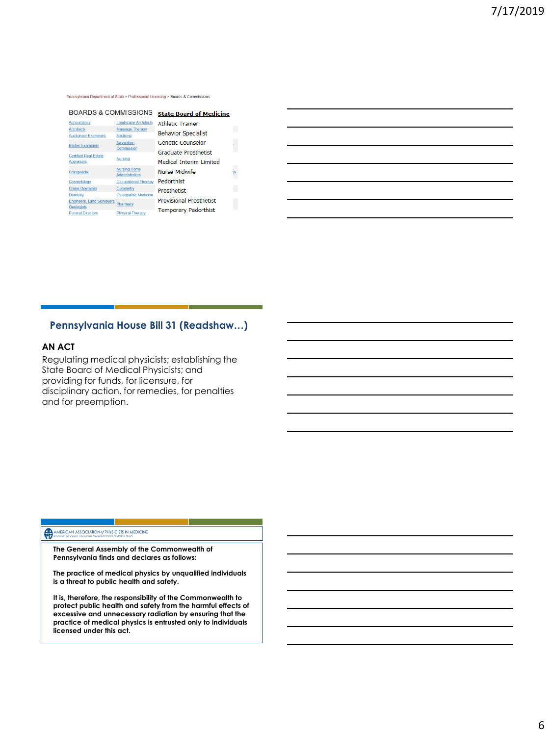Pennsylvania Department of State > Professional Licensing > Boards & Commissions

BOARDS & COMMISSIONS

| | |
|---|---|
| Accountancy | Landscape Architects |
| Architects | Massage Therapy |
| Auctioneer Examiners | Medicine |
| Barber Examiners | Navigation Commission |
| Certified Real Estate Appraisers | Nursing |
| Chiropractic | Nursing Home Administrators |
| Cosmetology | Occupational Therapy |
| Crane Operators | Optometry |
| Dentistry | Osteopathic Medicine |
| Engineers, Land Surveyors, Geologists | Pharmacy |
| Funeral Directors | Physical Therapy |

**State Board of Medicine**

- Athletic Trainer
- Behavior Specialist
- Genetic Counselor
- Graduate Prosthetist
- Medical Interim Limited
- Nurse-Midwife
- Pedorthist
- Prosthetist
- Provisional Prosthetist
- Temporary Pedorthist

## Pennsylvania House Bill 31 (Readshaw…)

**AN ACT**

Regulating medical physicists; establishing the State Board of Medical Physicists; and providing for funds, for licensure, for disciplinary action, for remedies, for penalties and for preemption.

AMERICAN ASSOCIATION of PHYSICISTS IN MEDICINE

**The General Assembly of the Commonwealth of Pennsylvania finds and declares as follows:**

**The practice of medical physics by unqualified individuals is a threat to public health and safety.**

**It is, therefore, the responsibility of the Commonwealth to protect public health and safety from the harmful effects of excessive and unnecessary radiation by ensuring that the practice of medical physics is entrusted only to individuals licensed under this act.**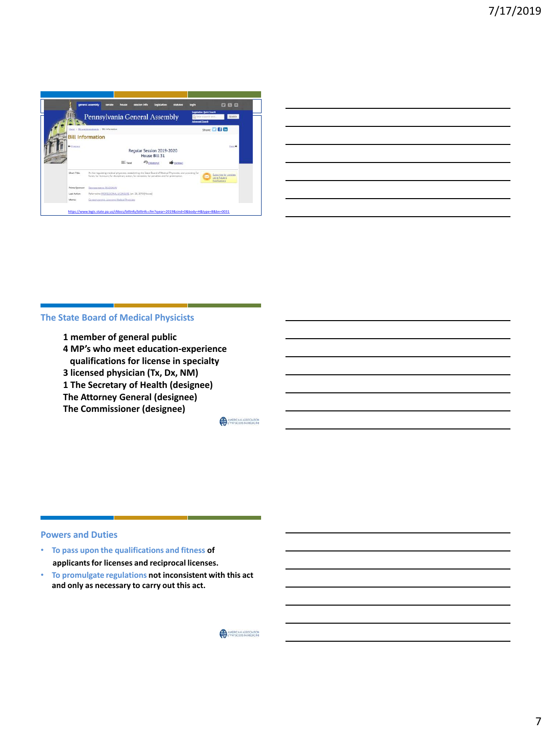Regular Session 2019-2020
House Bill 31

Short Title: An Act regulating medical physicists, establishing the State Board of Medical Physicists, and providing for funds, for licensure, for disciplinary action, for remedies, for penalties and for preemption.

Prime Sponsor: Representative READSHAW

Last Action: Referred to PROFESSIONAL LICENSURE, Jan. 28, 2019 [House]

Memo: Co-sponsorship: Licensing Medical Physicists

https://www.legis.state.pa.us/cfdocs/billinfo/billinfo.cfm?syear=2019&sind=0&body=H&type=B&bn=0031

## The State Board of Medical Physicists

**1 member of general public**
**4 MP's who meet education-experience qualifications for license in specialty**
**3 licensed physician (Tx, Dx, NM)**
**1 The Secretary of Health (designee)**
**The Attorney General (designee)**
**The Commissioner (designee)**

## Powers and Duties

- **To pass upon the qualifications and fitness of applicants for licenses and reciprocal licenses.**
- **To promulgate regulations not inconsistent with this act and only as necessary to carry out this act.**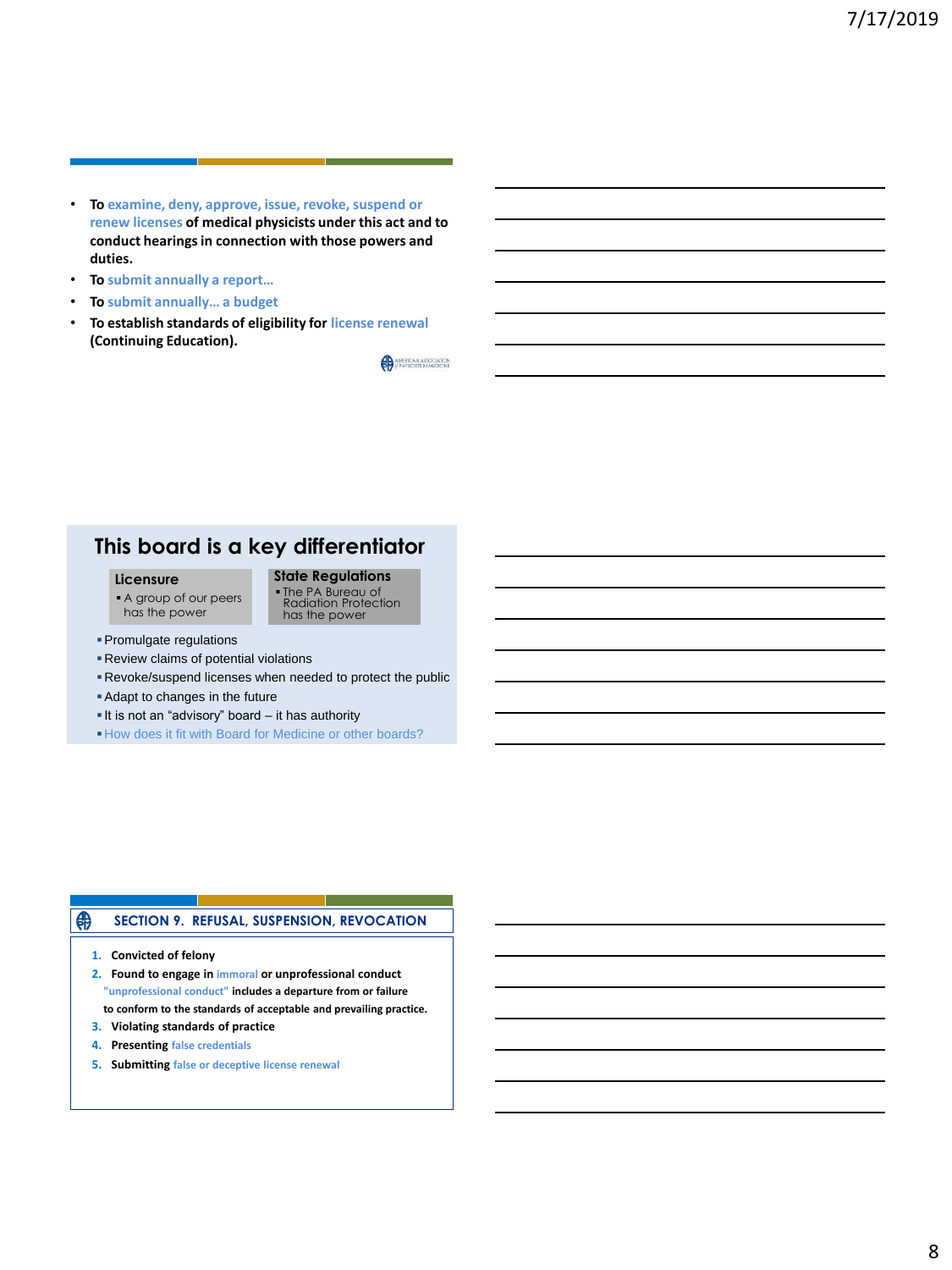- To examine, deny, approve, issue, revoke, suspend or renew licenses of medical physicists under this act and to conduct hearings in connection with those powers and duties.
- To submit annually a report…
- To submit annually… a budget
- To establish standards of eligibility for license renewal (Continuing Education).

## This board is a key differentiator

**Licensure**

- A group of our peers has the power

**State Regulations**

- The PA Bureau of Radiation Protection has the power

- Promulgate regulations
- Review claims of potential violations
- Revoke/suspend licenses when needed to protect the public
- Adapt to changes in the future
- It is not an "advisory" board – it has authority
- How does it fit with Board for Medicine or other boards?

## SECTION 9. REFUSAL, SUSPENSION, REVOCATION

1. Convicted of felony
2. Found to engage in immoral or unprofessional conduct
   "unprofessional conduct" includes a departure from or failure to conform to the standards of acceptable and prevailing practice.
3. Violating standards of practice
4. Presenting false credentials
5. Submitting false or deceptive license renewal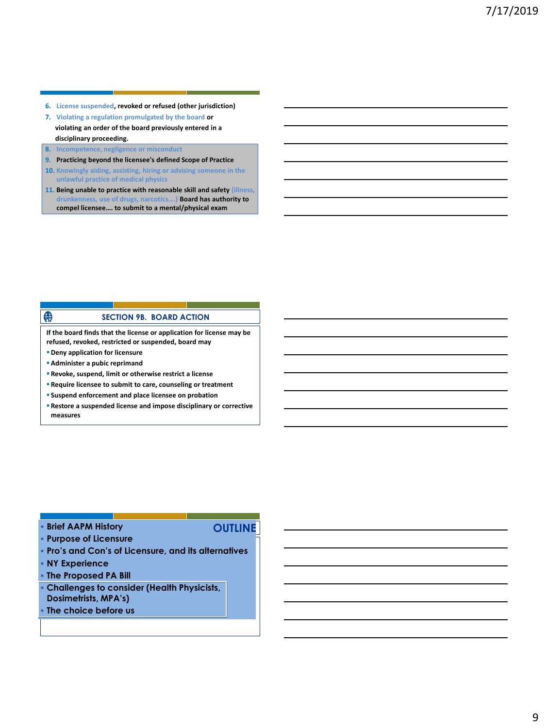6. License suspended, revoked or refused (other jurisdiction)
7. Violating a regulation promulgated by the board or violating an order of the board previously entered in a disciplinary proceeding.
8. Incompetence, negligence or misconduct
9. Practicing beyond the licensee's defined Scope of Practice
10. Knowingly aiding, assisting, hiring or advising someone in the unlawful practice of medical physics
11. Being unable to practice with reasonable skill and safety (illness, drunkenness, use of drugs, narcotics….) Board has authority to compel licensee…. to submit to a mental/physical exam

## SECTION 9B. BOARD ACTION

If the board finds that the license or application for license may be refused, revoked, restricted or suspended, board may

- Deny application for licensure
- Administer a pubic reprimand
- Revoke, suspend, limit or otherwise restrict a license
- Require licensee to submit to care, counseling or treatment
- Suspend enforcement and place licensee on probation
- Restore a suspended license and impose disciplinary or corrective measures

## OUTLINE

- Brief AAPM History
- Purpose of Licensure
- Pro's and Con's of Licensure, and its alternatives
- NY Experience
- The Proposed PA Bill
- Challenges to consider (Health Physicists, Dosimetrists, MPA's)
- The choice before us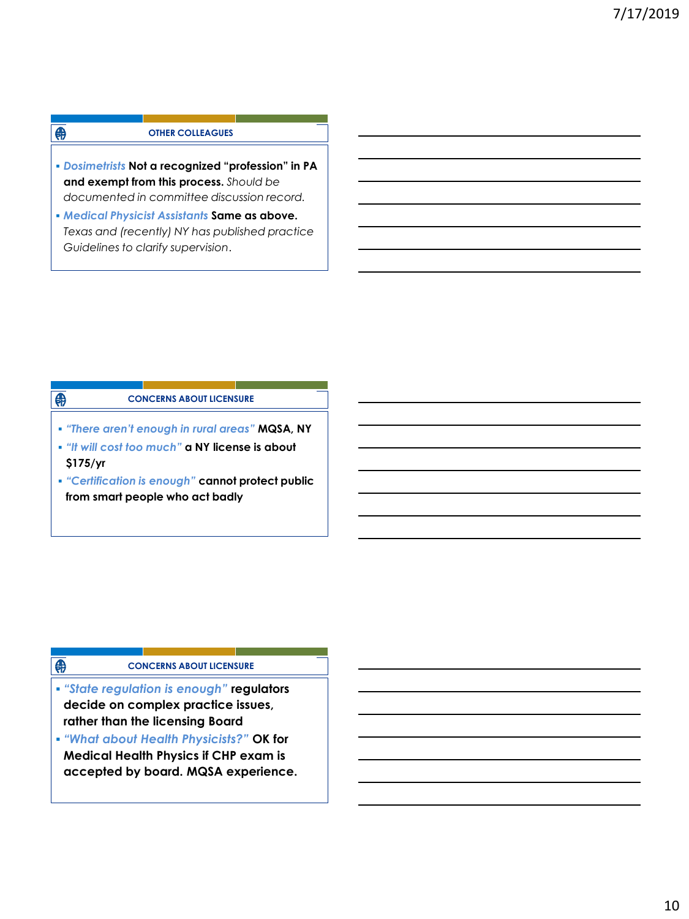## OTHER COLLEAGUES

- *Dosimetrists* **Not a recognized "profession" in PA and exempt from this process.** *Should be documented in committee discussion record.*
- *Medical Physicist Assistants* **Same as above.** *Texas and (recently) NY has published practice Guidelines to clarify supervision.*

## CONCERNS ABOUT LICENSURE

- *"There aren't enough in rural areas"* **MQSA, NY**
- *"It will cost too much"* **a NY license is about $175/yr**
- *"Certification is enough"* **cannot protect public from smart people who act badly**

## CONCERNS ABOUT LICENSURE

- *"State regulation is enough"* **regulators decide on complex practice issues, rather than the licensing Board**
- *"What about Health Physicists?"* **OK for Medical Health Physics if CHP exam is accepted by board. MQSA experience.**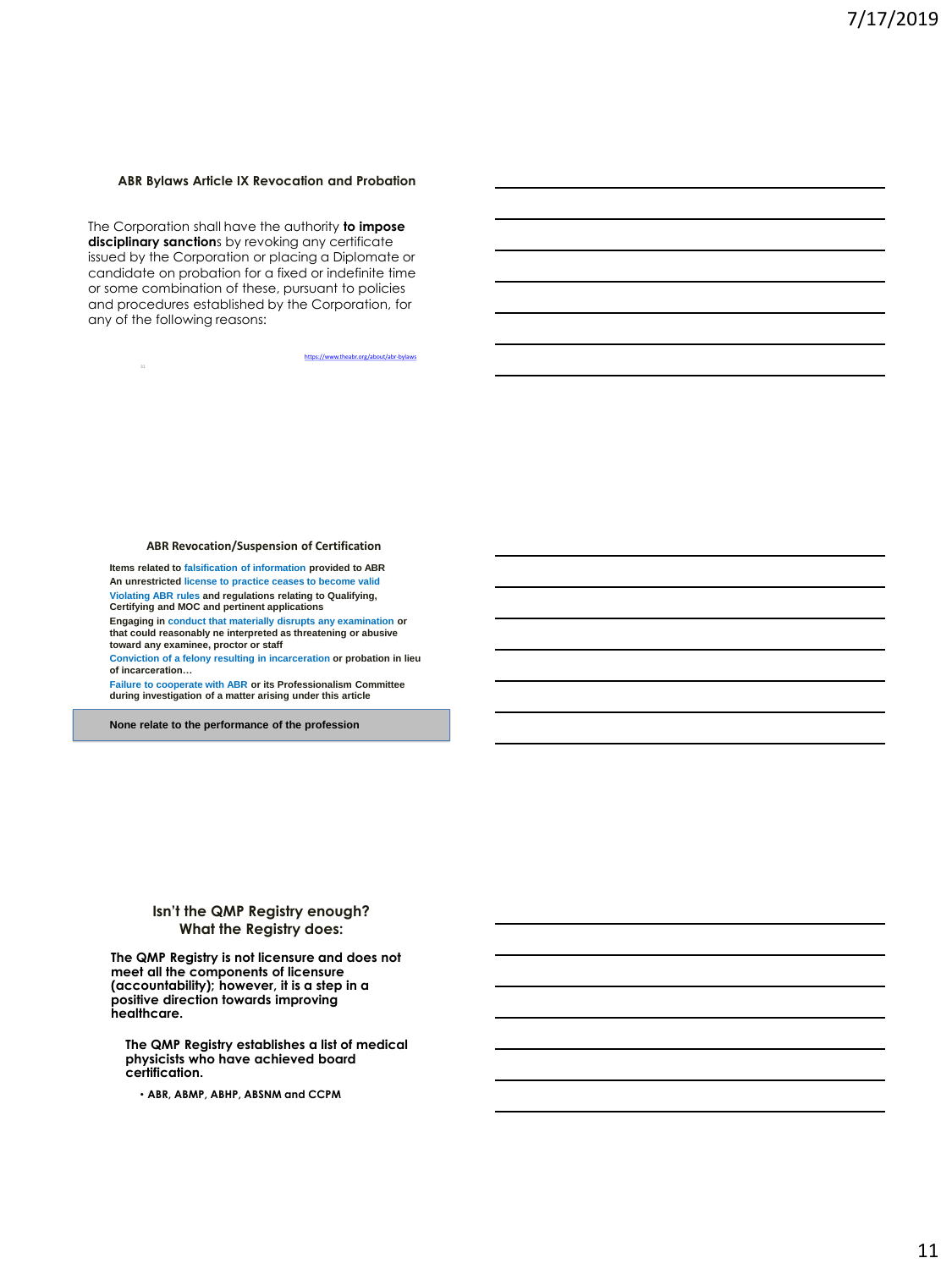### ABR Bylaws Article IX Revocation and Probation

The Corporation shall have the authority **to impose disciplinary sanction**s by revoking any certificate issued by the Corporation or placing a Diplomate or candidate on probation for a fixed or indefinite time or some combination of these, pursuant to policies and procedures established by the Corporation, for any of the following reasons:

https://www.theabr.org/about/abr-bylaws

### ABR Revocation/Suspension of Certification

**Items related to falsification of information provided to ABR**

**An unrestricted license to practice ceases to become valid**

**Violating ABR rules and regulations relating to Qualifying, Certifying and MOC and pertinent applications**

**Engaging in conduct that materially disrupts any examination or that could reasonably ne interpreted as threatening or abusive toward any examinee, proctor or staff**

**Conviction of a felony resulting in incarceration or probation in lieu of incarceration…**

**Failure to cooperate with ABR or its Professionalism Committee during investigation of a matter arising under this article**

**None relate to the performance of the profession**

### Isn't the QMP Registry enough? What the Registry does:

**The QMP Registry is not licensure and does not meet all the components of licensure (accountability); however, it is a step in a positive direction towards improving healthcare.**

**The QMP Registry establishes a list of medical physicists who have achieved board certification.**

- **ABR, ABMP, ABHP, ABSNM and CCPM**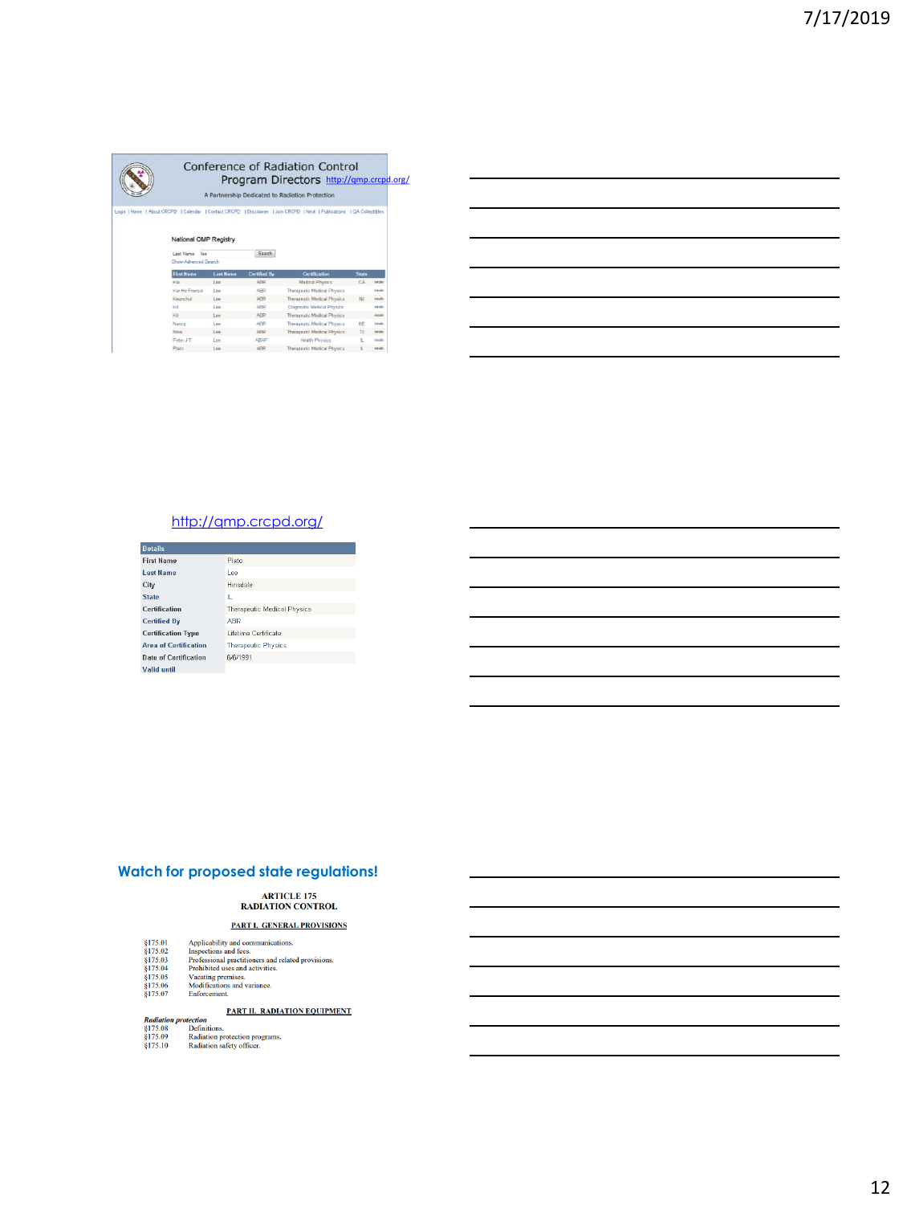## Conference of Radiation Control Program Directors

http://qmp.crcpd.org/

A Partnership Dedicated to Radiation Protection

Login | Home | About CRCPD | Calendar | Contact CRCPD | Disclaimer | Join CRCPD | Next | Publications | QA Collectibles

**National QMP Registry**

Last Name: lee [Search]

Show Advanced Search

| First Name | Last Name | Certified By | Certification | State | |
|---|---|---|---|---|---|
| Kai | Lee | ABR | Medical Physics | CA | details |
| Kai Ho Francis | Lee | ABR | Therapeutic Medical Physics | | details |
| Keunchul | Lee | ABR | Therapeutic Medical Physics | ND | details |
| Kit | Lee | ABR | Diagnostic Medical Physics | | details |
| Kit | Lee | ABR | Therapeutic Medical Physics | | details |
| Nancy | Lee | ABR | Therapeutic Medical Physics | NE | details |
| Nina | Lee | ABR | Therapeutic Medical Physics | TX | details |
| Peter J.T. | Lee | ABHP | Health Physics | IL | details |
| Plato | Lee | ABR | Therapeutic Medical Physics | IL | details |

http://qmp.crcpd.org/

| Details | |
|---|---|
| First Name | Plato |
| Last Name | Lee |
| City | Hinsdale |
| State | IL |
| Certification | Therapeutic Medical Physics |
| Certified By | ABR |
| Certification Type | Lifetime Certificate |
| Area of Certification | Therapeutic Physics |
| Date of Certification | 6/6/1991 |
| Valid until | |

## Watch for proposed state regulations!

**ARTICLE 175**
**RADIATION CONTROL**

**PART I. GENERAL PROVISIONS**

- §175.01 Applicability and communications.
- §175.02 Inspections and fees.
- §175.03 Professional practitioners and related provisions.
- §175.04 Prohibited uses and activities.
- §175.05 Vacating premises.
- §175.06 Modifications and variance.
- §175.07 Enforcement.

**PART II. RADIATION EQUIPMENT**

***Radiation protection***

- §175.08 Definitions.
- §175.09 Radiation protection programs.
- §175.10 Radiation safety officer.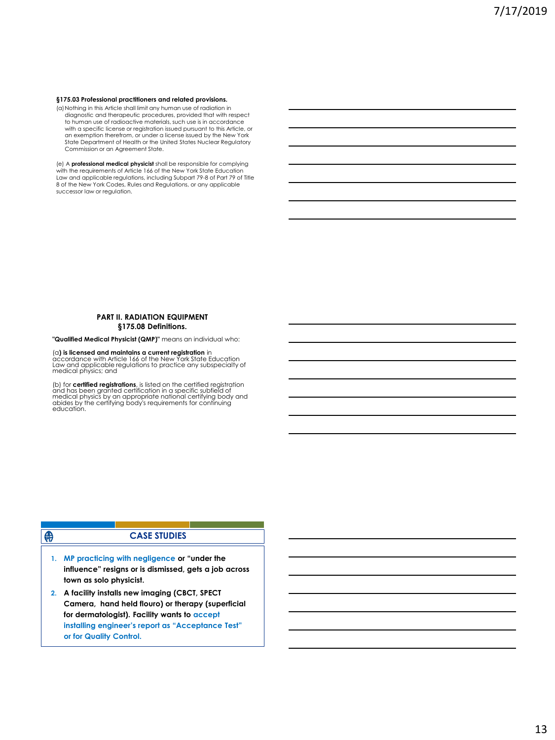**§175.03 Professional practitioners and related provisions.**

(a) Nothing in this Article shall limit any human use of radiation in diagnostic and therapeutic procedures, provided that with respect to human use of radioactive materials, such use is in accordance with a specific license or registration issued pursuant to this Article, or an exemption therefrom, or under a license issued by the New York State Department of Health or the United States Nuclear Regulatory Commission or an Agreement State.

(e) A **professional medical physicist** shall be responsible for complying with the requirements of Article 166 of the New York State Education Law and applicable regulations, including Subpart 79-8 of Part 79 of Title 8 of the New York Codes, Rules and Regulations, or any applicable successor law or regulation.

## PART II. RADIATION EQUIPMENT
## §175.08 Definitions.

**"Qualified Medical Physicist (QMP)"** means an individual who:

(a**) is licensed and maintains a current registration** in accordance with Article 166 of the New York State Education Law and applicable regulations to practice any subspecialty of medical physics; and

(b) for **certified registrations**, is listed on the certified registration and has been granted certification in a specific subfield of medical physics by an appropriate national certifying body and abides by the certifying body's requirements for continuing education.

## CASE STUDIES

1. **MP practicing with negligence or "under the influence" resigns or is dismissed, gets a job across town as solo physicist.**
2. **A facility installs new imaging (CBCT, SPECT Camera, hand held flouro) or therapy (superficial for dermatologist). Facility wants to accept installing engineer's report as "Acceptance Test" or for Quality Control.**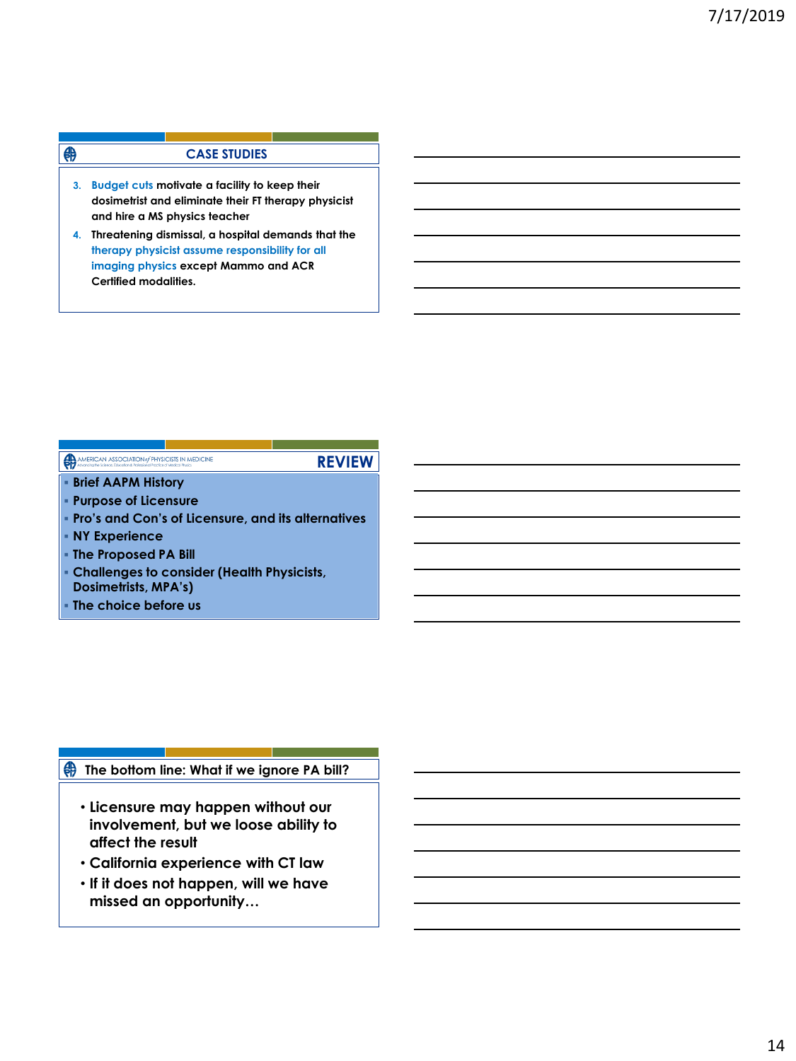## CASE STUDIES

3. Budget cuts motivate a facility to keep their dosimetrist and eliminate their FT therapy physicist and hire a MS physics teacher
4. Threatening dismissal, a hospital demands that the therapy physicist assume responsibility for all imaging physics except Mammo and ACR Certified modalities.

## REVIEW

- Brief AAPM History
- Purpose of Licensure
- Pro's and Con's of Licensure, and its alternatives
- NY Experience
- The Proposed PA Bill
- Challenges to consider (Health Physicists, Dosimetrists, MPA's)
- The choice before us

## The bottom line: What if we ignore PA bill?

- Licensure may happen without our involvement, but we loose ability to affect the result
- California experience with CT law
- If it does not happen, will we have missed an opportunity…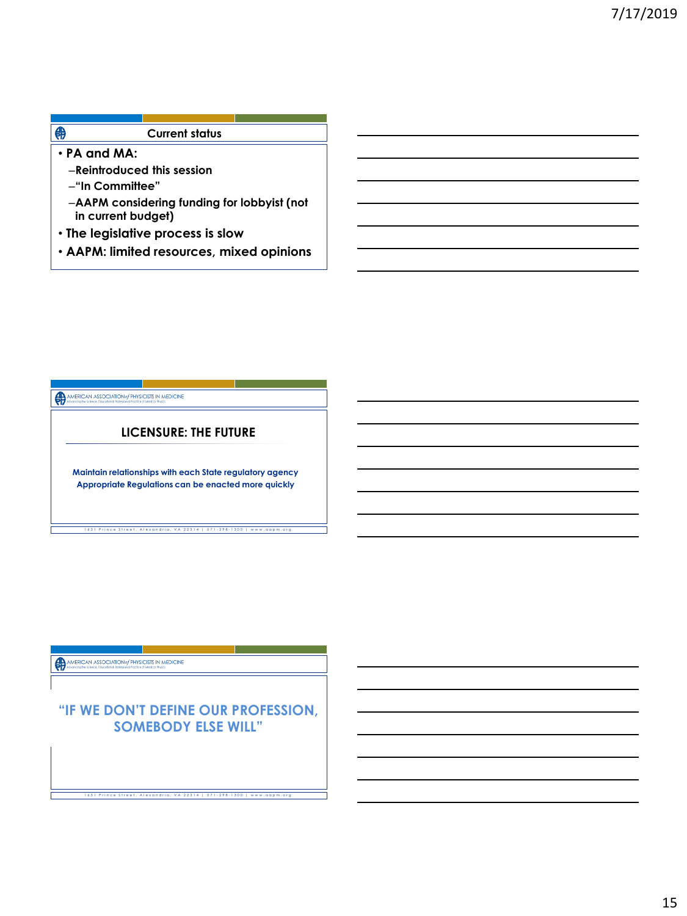## Current status

- PA and MA:
  - Reintroduced this session
  - "In Committee"
  - AAPM considering funding for lobbyist (not in current budget)
- The legislative process is slow
- AAPM: limited resources, mixed opinions

AMERICAN ASSOCIATION of PHYSICISTS IN MEDICINE

## LICENSURE: THE FUTURE

Maintain relationships with each State regulatory agency

Appropriate Regulations can be enacted more quickly

1631 Prince Street, Alexandria, VA 22314 | 571-298-1300 | www.aapm.org

AMERICAN ASSOCIATION of PHYSICISTS IN MEDICINE

## "IF WE DON'T DEFINE OUR PROFESSION, SOMEBODY ELSE WILL"

1631 Prince Street, Alexandria, VA 22314 | 571-298-1300 | www.aapm.org